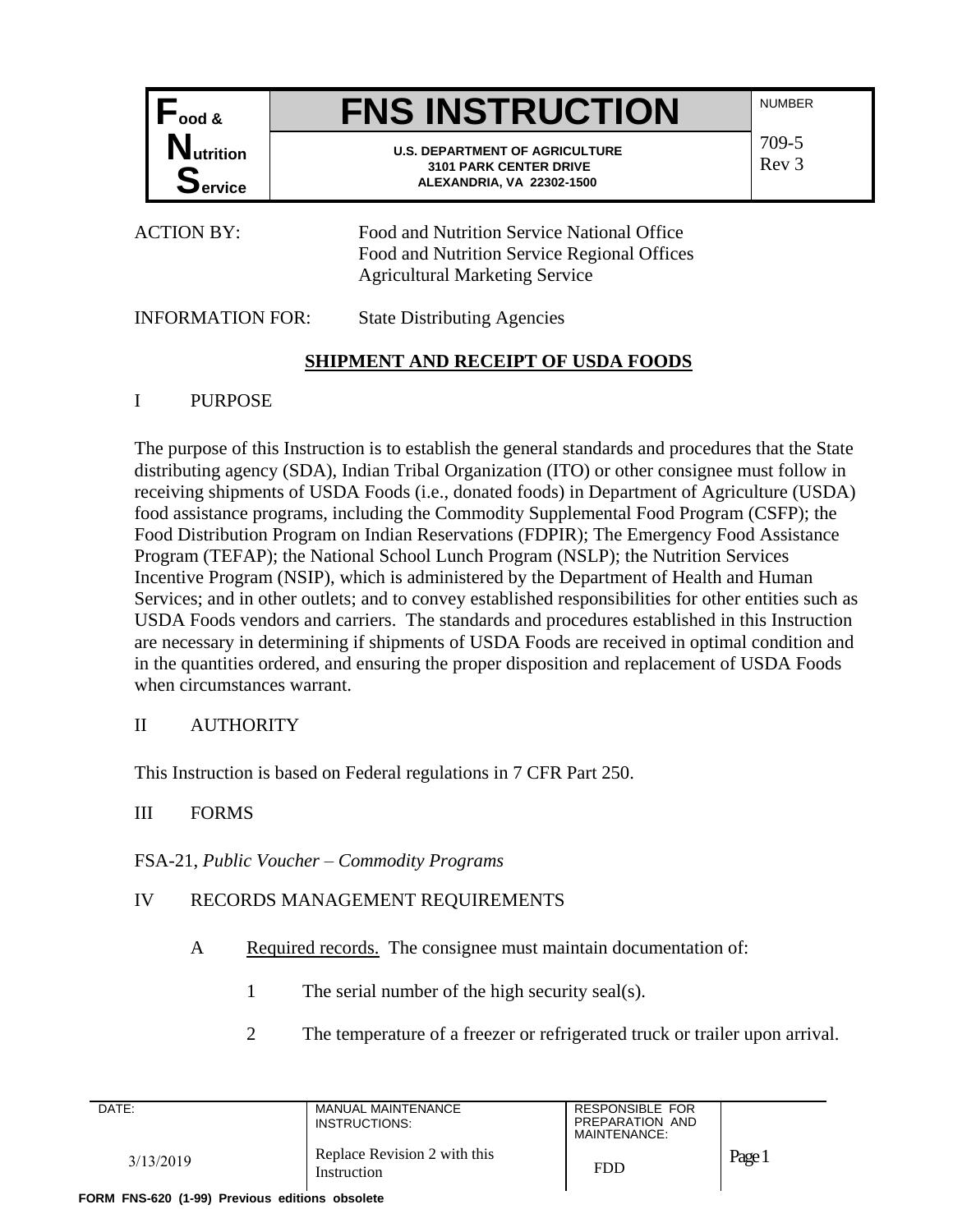| Food & Nutrition Service | FNS INSTRUCTION | NUMBER |
|---|---|---|
| | U.S. DEPARTMENT OF AGRICULTURE<br>3101 PARK CENTER DRIVE<br>ALEXANDRIA, VA 22302-1500 | 709-5<br>Rev 3 |

ACTION BY: Food and Nutrition Service National Office
Food and Nutrition Service Regional Offices
Agricultural Marketing Service

INFORMATION FOR: State Distributing Agencies

# SHIPMENT AND RECEIPT OF USDA FOODS

## I PURPOSE

The purpose of this Instruction is to establish the general standards and procedures that the State distributing agency (SDA), Indian Tribal Organization (ITO) or other consignee must follow in receiving shipments of USDA Foods (i.e., donated foods) in Department of Agriculture (USDA) food assistance programs, including the Commodity Supplemental Food Program (CSFP); the Food Distribution Program on Indian Reservations (FDPIR); The Emergency Food Assistance Program (TEFAP); the National School Lunch Program (NSLP); the Nutrition Services Incentive Program (NSIP), which is administered by the Department of Health and Human Services; and in other outlets; and to convey established responsibilities for other entities such as USDA Foods vendors and carriers. The standards and procedures established in this Instruction are necessary in determining if shipments of USDA Foods are received in optimal condition and in the quantities ordered, and ensuring the proper disposition and replacement of USDA Foods when circumstances warrant.

## II AUTHORITY

This Instruction is based on Federal regulations in 7 CFR Part 250.

## III FORMS

FSA-21, *Public Voucher – Commodity Programs*

## IV RECORDS MANAGEMENT REQUIREMENTS

A Required records. The consignee must maintain documentation of:

1 The serial number of the high security seal(s).

2 The temperature of a freezer or refrigerated truck or trailer upon arrival.

| DATE: | MANUAL MAINTENANCE INSTRUCTIONS: | RESPONSIBLE FOR PREPARATION AND MAINTENANCE: |
|---|---|---|
| 3/13/2019 | Replace Revision 2 with this Instruction | FDD |

FORM FNS-620 (1-99) Previous editions obsolete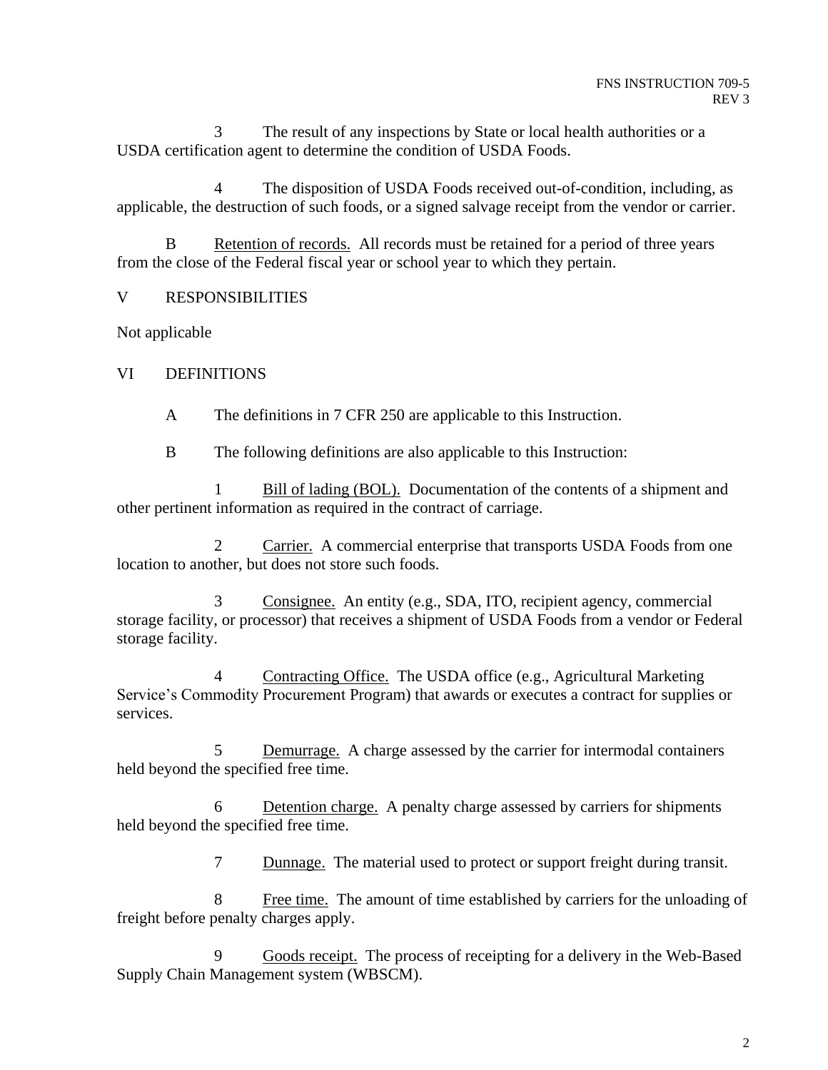3 The result of any inspections by State or local health authorities or a USDA certification agent to determine the condition of USDA Foods.

4 The disposition of USDA Foods received out-of-condition, including, as applicable, the destruction of such foods, or a signed salvage receipt from the vendor or carrier.

B Retention of records. All records must be retained for a period of three years from the close of the Federal fiscal year or school year to which they pertain.

## V RESPONSIBILITIES

Not applicable

## VI DEFINITIONS

A The definitions in 7 CFR 250 are applicable to this Instruction.

B The following definitions are also applicable to this Instruction:

1 Bill of lading (BOL). Documentation of the contents of a shipment and other pertinent information as required in the contract of carriage.

2 Carrier. A commercial enterprise that transports USDA Foods from one location to another, but does not store such foods.

3 Consignee. An entity (e.g., SDA, ITO, recipient agency, commercial storage facility, or processor) that receives a shipment of USDA Foods from a vendor or Federal storage facility.

4 Contracting Office. The USDA office (e.g., Agricultural Marketing Service's Commodity Procurement Program) that awards or executes a contract for supplies or services.

5 Demurrage. A charge assessed by the carrier for intermodal containers held beyond the specified free time.

6 Detention charge. A penalty charge assessed by carriers for shipments held beyond the specified free time.

7 Dunnage. The material used to protect or support freight during transit.

8 Free time. The amount of time established by carriers for the unloading of freight before penalty charges apply.

9 Goods receipt. The process of receipting for a delivery in the Web-Based Supply Chain Management system (WBSCM).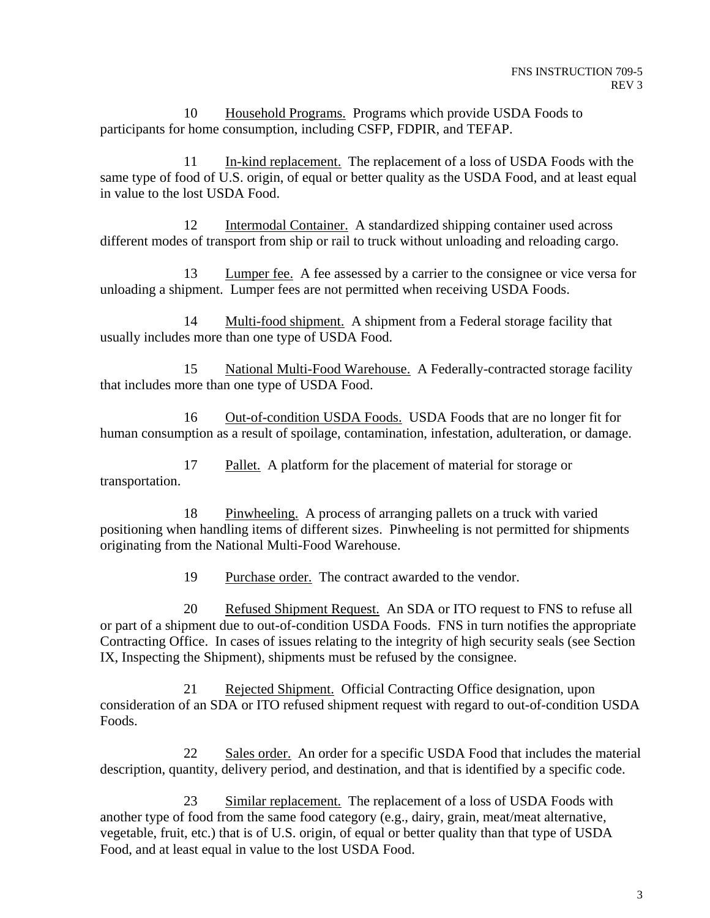10 Household Programs. Programs which provide USDA Foods to participants for home consumption, including CSFP, FDPIR, and TEFAP.

11 In-kind replacement. The replacement of a loss of USDA Foods with the same type of food of U.S. origin, of equal or better quality as the USDA Food, and at least equal in value to the lost USDA Food.

12 Intermodal Container. A standardized shipping container used across different modes of transport from ship or rail to truck without unloading and reloading cargo.

13 Lumper fee. A fee assessed by a carrier to the consignee or vice versa for unloading a shipment. Lumper fees are not permitted when receiving USDA Foods.

14 Multi-food shipment. A shipment from a Federal storage facility that usually includes more than one type of USDA Food.

15 National Multi-Food Warehouse. A Federally-contracted storage facility that includes more than one type of USDA Food.

16 Out-of-condition USDA Foods. USDA Foods that are no longer fit for human consumption as a result of spoilage, contamination, infestation, adulteration, or damage.

17 Pallet. A platform for the placement of material for storage or transportation.

18 Pinwheeling. A process of arranging pallets on a truck with varied positioning when handling items of different sizes. Pinwheeling is not permitted for shipments originating from the National Multi-Food Warehouse.

19 Purchase order. The contract awarded to the vendor.

20 Refused Shipment Request. An SDA or ITO request to FNS to refuse all or part of a shipment due to out-of-condition USDA Foods. FNS in turn notifies the appropriate Contracting Office. In cases of issues relating to the integrity of high security seals (see Section IX, Inspecting the Shipment), shipments must be refused by the consignee.

21 Rejected Shipment. Official Contracting Office designation, upon consideration of an SDA or ITO refused shipment request with regard to out-of-condition USDA Foods.

22 Sales order. An order for a specific USDA Food that includes the material description, quantity, delivery period, and destination, and that is identified by a specific code.

23 Similar replacement. The replacement of a loss of USDA Foods with another type of food from the same food category (e.g., dairy, grain, meat/meat alternative, vegetable, fruit, etc.) that is of U.S. origin, of equal or better quality than that type of USDA Food, and at least equal in value to the lost USDA Food.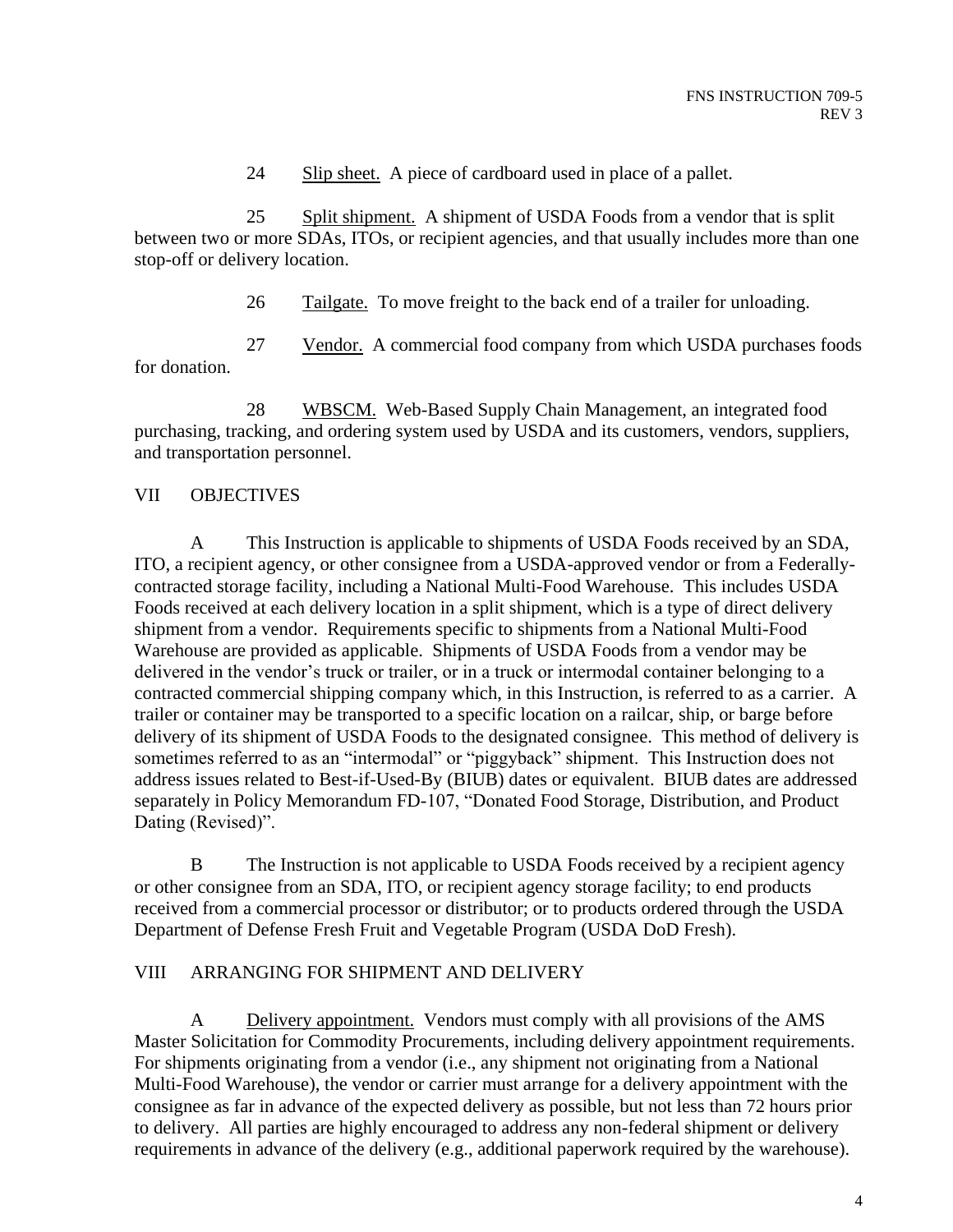24 Slip sheet. A piece of cardboard used in place of a pallet.

25 Split shipment. A shipment of USDA Foods from a vendor that is split between two or more SDAs, ITOs, or recipient agencies, and that usually includes more than one stop-off or delivery location.

26 Tailgate. To move freight to the back end of a trailer for unloading.

27 Vendor. A commercial food company from which USDA purchases foods for donation.

28 WBSCM. Web-Based Supply Chain Management, an integrated food purchasing, tracking, and ordering system used by USDA and its customers, vendors, suppliers, and transportation personnel.

## VII OBJECTIVES

A This Instruction is applicable to shipments of USDA Foods received by an SDA, ITO, a recipient agency, or other consignee from a USDA-approved vendor or from a Federally-contracted storage facility, including a National Multi-Food Warehouse. This includes USDA Foods received at each delivery location in a split shipment, which is a type of direct delivery shipment from a vendor. Requirements specific to shipments from a National Multi-Food Warehouse are provided as applicable. Shipments of USDA Foods from a vendor may be delivered in the vendor's truck or trailer, or in a truck or intermodal container belonging to a contracted commercial shipping company which, in this Instruction, is referred to as a carrier. A trailer or container may be transported to a specific location on a railcar, ship, or barge before delivery of its shipment of USDA Foods to the designated consignee. This method of delivery is sometimes referred to as an "intermodal" or "piggyback" shipment. This Instruction does not address issues related to Best-if-Used-By (BIUB) dates or equivalent. BIUB dates are addressed separately in Policy Memorandum FD-107, "Donated Food Storage, Distribution, and Product Dating (Revised)".

B The Instruction is not applicable to USDA Foods received by a recipient agency or other consignee from an SDA, ITO, or recipient agency storage facility; to end products received from a commercial processor or distributor; or to products ordered through the USDA Department of Defense Fresh Fruit and Vegetable Program (USDA DoD Fresh).

## VIII ARRANGING FOR SHIPMENT AND DELIVERY

A Delivery appointment. Vendors must comply with all provisions of the AMS Master Solicitation for Commodity Procurements, including delivery appointment requirements. For shipments originating from a vendor (i.e., any shipment not originating from a National Multi-Food Warehouse), the vendor or carrier must arrange for a delivery appointment with the consignee as far in advance of the expected delivery as possible, but not less than 72 hours prior to delivery. All parties are highly encouraged to address any non-federal shipment or delivery requirements in advance of the delivery (e.g., additional paperwork required by the warehouse).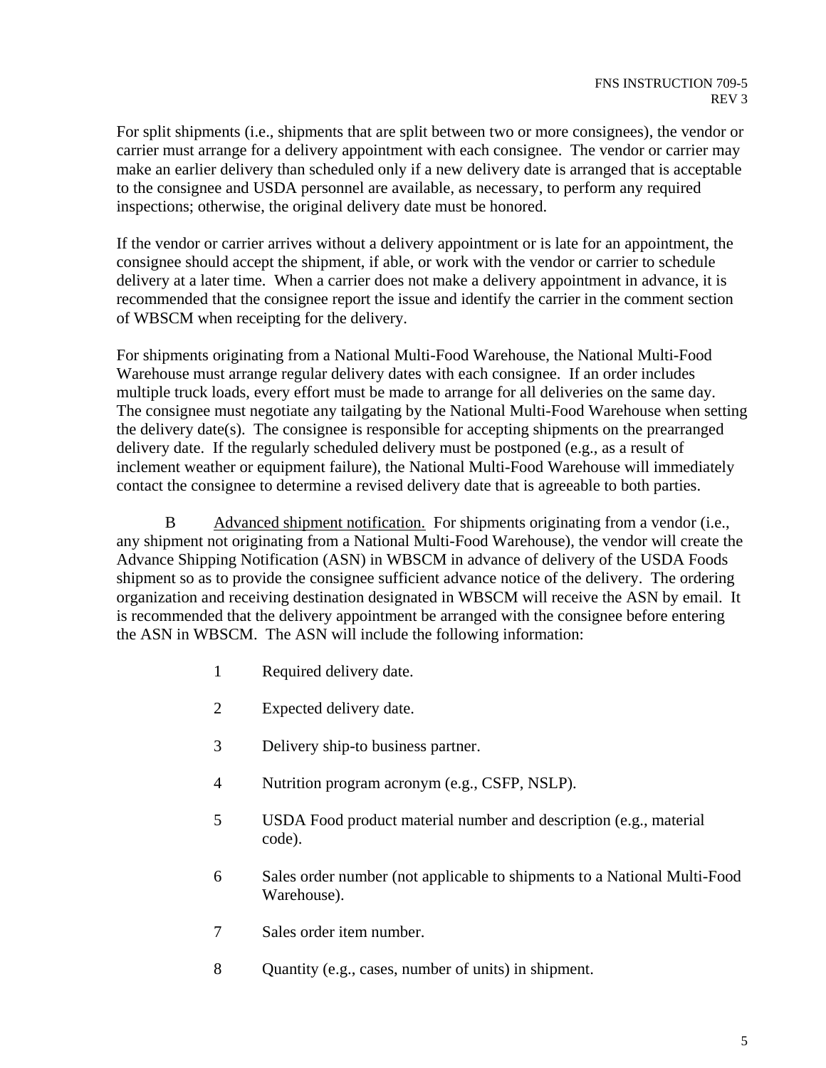For split shipments (i.e., shipments that are split between two or more consignees), the vendor or carrier must arrange for a delivery appointment with each consignee. The vendor or carrier may make an earlier delivery than scheduled only if a new delivery date is arranged that is acceptable to the consignee and USDA personnel are available, as necessary, to perform any required inspections; otherwise, the original delivery date must be honored.

If the vendor or carrier arrives without a delivery appointment or is late for an appointment, the consignee should accept the shipment, if able, or work with the vendor or carrier to schedule delivery at a later time. When a carrier does not make a delivery appointment in advance, it is recommended that the consignee report the issue and identify the carrier in the comment section of WBSCM when receipting for the delivery.

For shipments originating from a National Multi-Food Warehouse, the National Multi-Food Warehouse must arrange regular delivery dates with each consignee. If an order includes multiple truck loads, every effort must be made to arrange for all deliveries on the same day. The consignee must negotiate any tailgating by the National Multi-Food Warehouse when setting the delivery date(s). The consignee is responsible for accepting shipments on the prearranged delivery date. If the regularly scheduled delivery must be postponed (e.g., as a result of inclement weather or equipment failure), the National Multi-Food Warehouse will immediately contact the consignee to determine a revised delivery date that is agreeable to both parties.

B Advanced shipment notification. For shipments originating from a vendor (i.e., any shipment not originating from a National Multi-Food Warehouse), the vendor will create the Advance Shipping Notification (ASN) in WBSCM in advance of delivery of the USDA Foods shipment so as to provide the consignee sufficient advance notice of the delivery. The ordering organization and receiving destination designated in WBSCM will receive the ASN by email. It is recommended that the delivery appointment be arranged with the consignee before entering the ASN in WBSCM. The ASN will include the following information:

1 Required delivery date.

2 Expected delivery date.

3 Delivery ship-to business partner.

4 Nutrition program acronym (e.g., CSFP, NSLP).

5 USDA Food product material number and description (e.g., material code).

6 Sales order number (not applicable to shipments to a National Multi-Food Warehouse).

7 Sales order item number.

8 Quantity (e.g., cases, number of units) in shipment.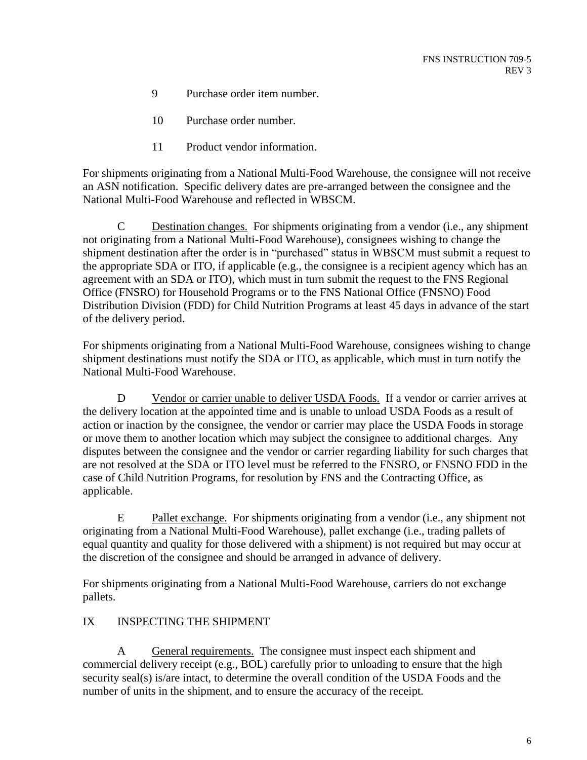9 Purchase order item number.

10 Purchase order number.

11 Product vendor information.

For shipments originating from a National Multi-Food Warehouse, the consignee will not receive an ASN notification. Specific delivery dates are pre-arranged between the consignee and the National Multi-Food Warehouse and reflected in WBSCM.

C Destination changes. For shipments originating from a vendor (i.e., any shipment not originating from a National Multi-Food Warehouse), consignees wishing to change the shipment destination after the order is in "purchased" status in WBSCM must submit a request to the appropriate SDA or ITO, if applicable (e.g., the consignee is a recipient agency which has an agreement with an SDA or ITO), which must in turn submit the request to the FNS Regional Office (FNSRO) for Household Programs or to the FNS National Office (FNSNO) Food Distribution Division (FDD) for Child Nutrition Programs at least 45 days in advance of the start of the delivery period.

For shipments originating from a National Multi-Food Warehouse, consignees wishing to change shipment destinations must notify the SDA or ITO, as applicable, which must in turn notify the National Multi-Food Warehouse.

D Vendor or carrier unable to deliver USDA Foods. If a vendor or carrier arrives at the delivery location at the appointed time and is unable to unload USDA Foods as a result of action or inaction by the consignee, the vendor or carrier may place the USDA Foods in storage or move them to another location which may subject the consignee to additional charges. Any disputes between the consignee and the vendor or carrier regarding liability for such charges that are not resolved at the SDA or ITO level must be referred to the FNSRO, or FNSNO FDD in the case of Child Nutrition Programs, for resolution by FNS and the Contracting Office, as applicable.

E Pallet exchange. For shipments originating from a vendor (i.e., any shipment not originating from a National Multi-Food Warehouse), pallet exchange (i.e., trading pallets of equal quantity and quality for those delivered with a shipment) is not required but may occur at the discretion of the consignee and should be arranged in advance of delivery.

For shipments originating from a National Multi-Food Warehouse, carriers do not exchange pallets.

## IX INSPECTING THE SHIPMENT

A General requirements. The consignee must inspect each shipment and commercial delivery receipt (e.g., BOL) carefully prior to unloading to ensure that the high security seal(s) is/are intact, to determine the overall condition of the USDA Foods and the number of units in the shipment, and to ensure the accuracy of the receipt.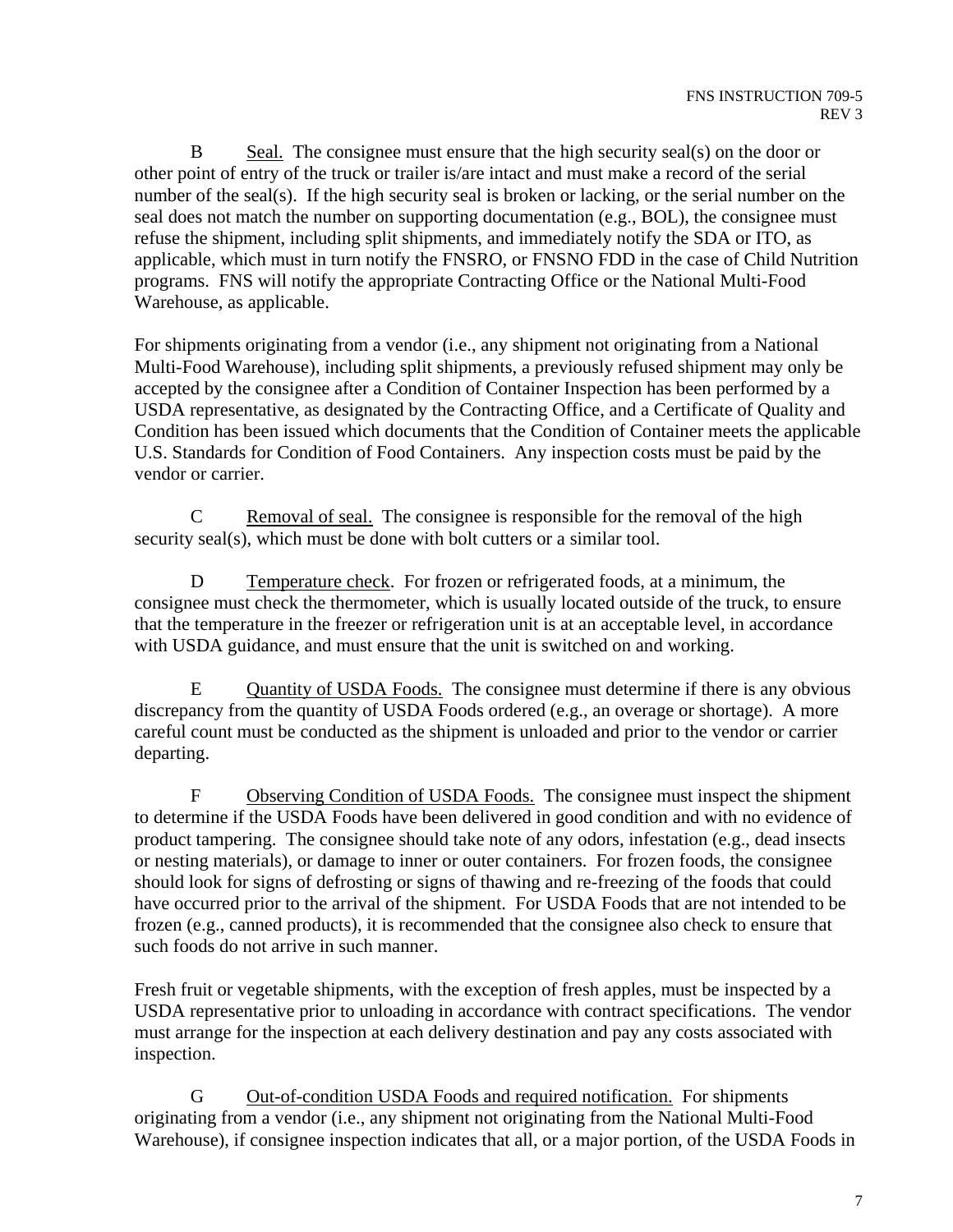B     <u>Seal.</u> The consignee must ensure that the high security seal(s) on the door or other point of entry of the truck or trailer is/are intact and must make a record of the serial number of the seal(s). If the high security seal is broken or lacking, or the serial number on the seal does not match the number on supporting documentation (e.g., BOL), the consignee must refuse the shipment, including split shipments, and immediately notify the SDA or ITO, as applicable, which must in turn notify the FNSRO, or FNSNO FDD in the case of Child Nutrition programs. FNS will notify the appropriate Contracting Office or the National Multi-Food Warehouse, as applicable.

For shipments originating from a vendor (i.e., any shipment not originating from a National Multi-Food Warehouse), including split shipments, a previously refused shipment may only be accepted by the consignee after a Condition of Container Inspection has been performed by a USDA representative, as designated by the Contracting Office, and a Certificate of Quality and Condition has been issued which documents that the Condition of Container meets the applicable U.S. Standards for Condition of Food Containers. Any inspection costs must be paid by the vendor or carrier.

C     <u>Removal of seal.</u> The consignee is responsible for the removal of the high security seal(s), which must be done with bolt cutters or a similar tool.

D     <u>Temperature check</u>. For frozen or refrigerated foods, at a minimum, the consignee must check the thermometer, which is usually located outside of the truck, to ensure that the temperature in the freezer or refrigeration unit is at an acceptable level, in accordance with USDA guidance, and must ensure that the unit is switched on and working.

E     <u>Quantity of USDA Foods.</u> The consignee must determine if there is any obvious discrepancy from the quantity of USDA Foods ordered (e.g., an overage or shortage). A more careful count must be conducted as the shipment is unloaded and prior to the vendor or carrier departing.

F     <u>Observing Condition of USDA Foods.</u> The consignee must inspect the shipment to determine if the USDA Foods have been delivered in good condition and with no evidence of product tampering. The consignee should take note of any odors, infestation (e.g., dead insects or nesting materials), or damage to inner or outer containers. For frozen foods, the consignee should look for signs of defrosting or signs of thawing and re-freezing of the foods that could have occurred prior to the arrival of the shipment. For USDA Foods that are not intended to be frozen (e.g., canned products), it is recommended that the consignee also check to ensure that such foods do not arrive in such manner.

Fresh fruit or vegetable shipments, with the exception of fresh apples, must be inspected by a USDA representative prior to unloading in accordance with contract specifications. The vendor must arrange for the inspection at each delivery destination and pay any costs associated with inspection.

G     <u>Out-of-condition USDA Foods and required notification.</u> For shipments originating from a vendor (i.e., any shipment not originating from the National Multi-Food Warehouse), if consignee inspection indicates that all, or a major portion, of the USDA Foods in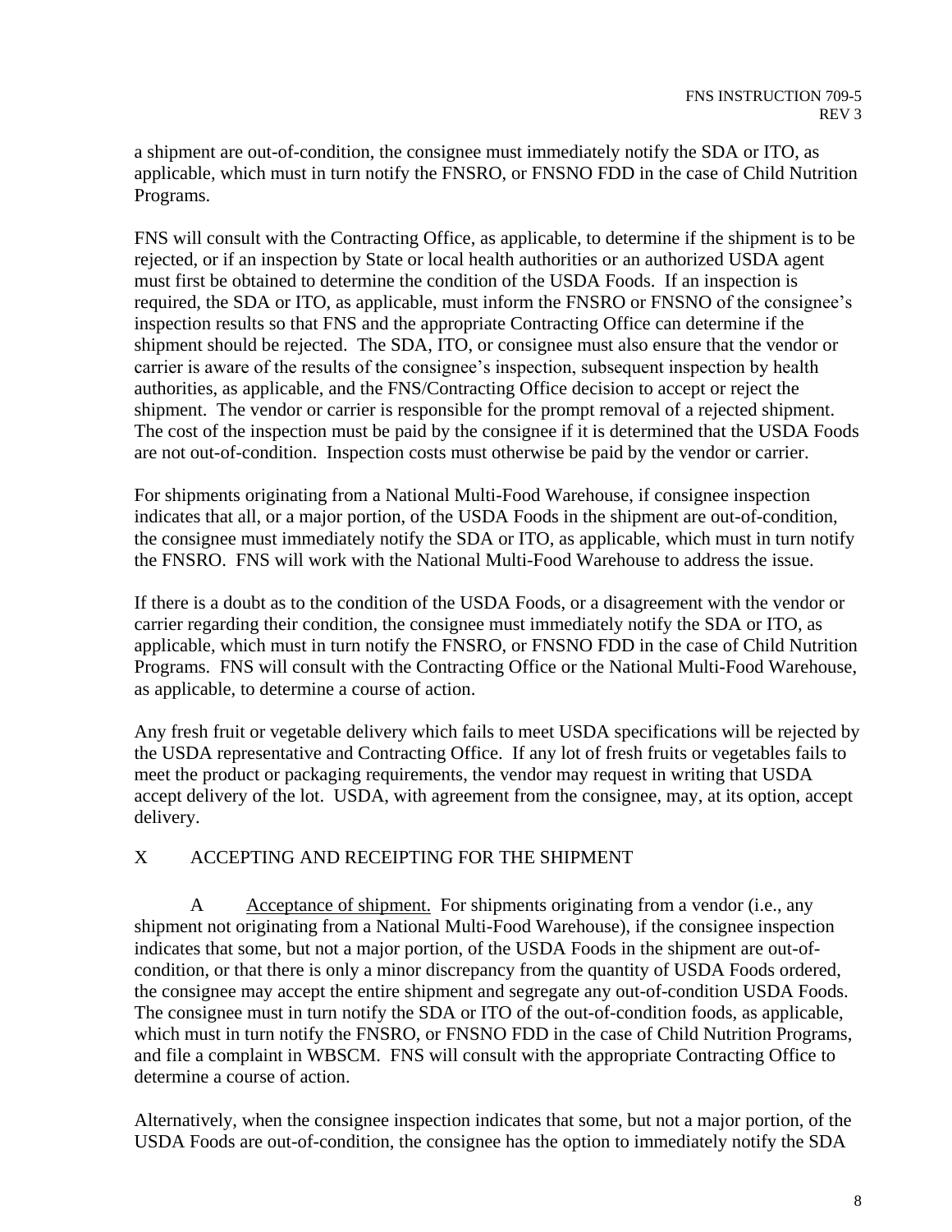a shipment are out-of-condition, the consignee must immediately notify the SDA or ITO, as applicable, which must in turn notify the FNSRO, or FNSNO FDD in the case of Child Nutrition Programs.

FNS will consult with the Contracting Office, as applicable, to determine if the shipment is to be rejected, or if an inspection by State or local health authorities or an authorized USDA agent must first be obtained to determine the condition of the USDA Foods. If an inspection is required, the SDA or ITO, as applicable, must inform the FNSRO or FNSNO of the consignee's inspection results so that FNS and the appropriate Contracting Office can determine if the shipment should be rejected. The SDA, ITO, or consignee must also ensure that the vendor or carrier is aware of the results of the consignee's inspection, subsequent inspection by health authorities, as applicable, and the FNS/Contracting Office decision to accept or reject the shipment. The vendor or carrier is responsible for the prompt removal of a rejected shipment. The cost of the inspection must be paid by the consignee if it is determined that the USDA Foods are not out-of-condition. Inspection costs must otherwise be paid by the vendor or carrier.

For shipments originating from a National Multi-Food Warehouse, if consignee inspection indicates that all, or a major portion, of the USDA Foods in the shipment are out-of-condition, the consignee must immediately notify the SDA or ITO, as applicable, which must in turn notify the FNSRO. FNS will work with the National Multi-Food Warehouse to address the issue.

If there is a doubt as to the condition of the USDA Foods, or a disagreement with the vendor or carrier regarding their condition, the consignee must immediately notify the SDA or ITO, as applicable, which must in turn notify the FNSRO, or FNSNO FDD in the case of Child Nutrition Programs. FNS will consult with the Contracting Office or the National Multi-Food Warehouse, as applicable, to determine a course of action.

Any fresh fruit or vegetable delivery which fails to meet USDA specifications will be rejected by the USDA representative and Contracting Office. If any lot of fresh fruits or vegetables fails to meet the product or packaging requirements, the vendor may request in writing that USDA accept delivery of the lot. USDA, with agreement from the consignee, may, at its option, accept delivery.

## X ACCEPTING AND RECEIPTING FOR THE SHIPMENT

A <u>Acceptance of shipment.</u> For shipments originating from a vendor (i.e., any shipment not originating from a National Multi-Food Warehouse), if the consignee inspection indicates that some, but not a major portion, of the USDA Foods in the shipment are out-of-condition, or that there is only a minor discrepancy from the quantity of USDA Foods ordered, the consignee may accept the entire shipment and segregate any out-of-condition USDA Foods. The consignee must in turn notify the SDA or ITO of the out-of-condition foods, as applicable, which must in turn notify the FNSRO, or FNSNO FDD in the case of Child Nutrition Programs, and file a complaint in WBSCM. FNS will consult with the appropriate Contracting Office to determine a course of action.

Alternatively, when the consignee inspection indicates that some, but not a major portion, of the USDA Foods are out-of-condition, the consignee has the option to immediately notify the SDA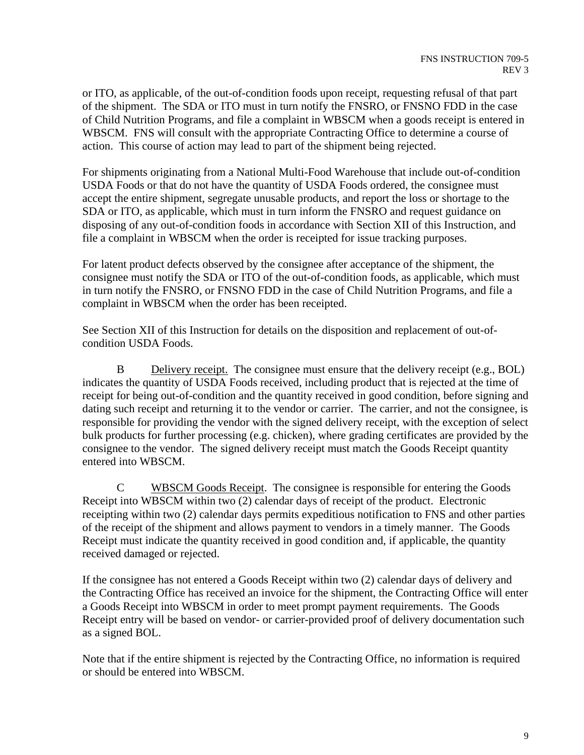or ITO, as applicable, of the out-of-condition foods upon receipt, requesting refusal of that part of the shipment. The SDA or ITO must in turn notify the FNSRO, or FNSNO FDD in the case of Child Nutrition Programs, and file a complaint in WBSCM when a goods receipt is entered in WBSCM. FNS will consult with the appropriate Contracting Office to determine a course of action. This course of action may lead to part of the shipment being rejected.

For shipments originating from a National Multi-Food Warehouse that include out-of-condition USDA Foods or that do not have the quantity of USDA Foods ordered, the consignee must accept the entire shipment, segregate unusable products, and report the loss or shortage to the SDA or ITO, as applicable, which must in turn inform the FNSRO and request guidance on disposing of any out-of-condition foods in accordance with Section XII of this Instruction, and file a complaint in WBSCM when the order is receipted for issue tracking purposes.

For latent product defects observed by the consignee after acceptance of the shipment, the consignee must notify the SDA or ITO of the out-of-condition foods, as applicable, which must in turn notify the FNSRO, or FNSNO FDD in the case of Child Nutrition Programs, and file a complaint in WBSCM when the order has been receipted.

See Section XII of this Instruction for details on the disposition and replacement of out-of-condition USDA Foods.

B Delivery receipt. The consignee must ensure that the delivery receipt (e.g., BOL) indicates the quantity of USDA Foods received, including product that is rejected at the time of receipt for being out-of-condition and the quantity received in good condition, before signing and dating such receipt and returning it to the vendor or carrier. The carrier, and not the consignee, is responsible for providing the vendor with the signed delivery receipt, with the exception of select bulk products for further processing (e.g. chicken), where grading certificates are provided by the consignee to the vendor. The signed delivery receipt must match the Goods Receipt quantity entered into WBSCM.

C WBSCM Goods Receipt. The consignee is responsible for entering the Goods Receipt into WBSCM within two (2) calendar days of receipt of the product. Electronic receipting within two (2) calendar days permits expeditious notification to FNS and other parties of the receipt of the shipment and allows payment to vendors in a timely manner. The Goods Receipt must indicate the quantity received in good condition and, if applicable, the quantity received damaged or rejected.

If the consignee has not entered a Goods Receipt within two (2) calendar days of delivery and the Contracting Office has received an invoice for the shipment, the Contracting Office will enter a Goods Receipt into WBSCM in order to meet prompt payment requirements. The Goods Receipt entry will be based on vendor- or carrier-provided proof of delivery documentation such as a signed BOL.

Note that if the entire shipment is rejected by the Contracting Office, no information is required or should be entered into WBSCM.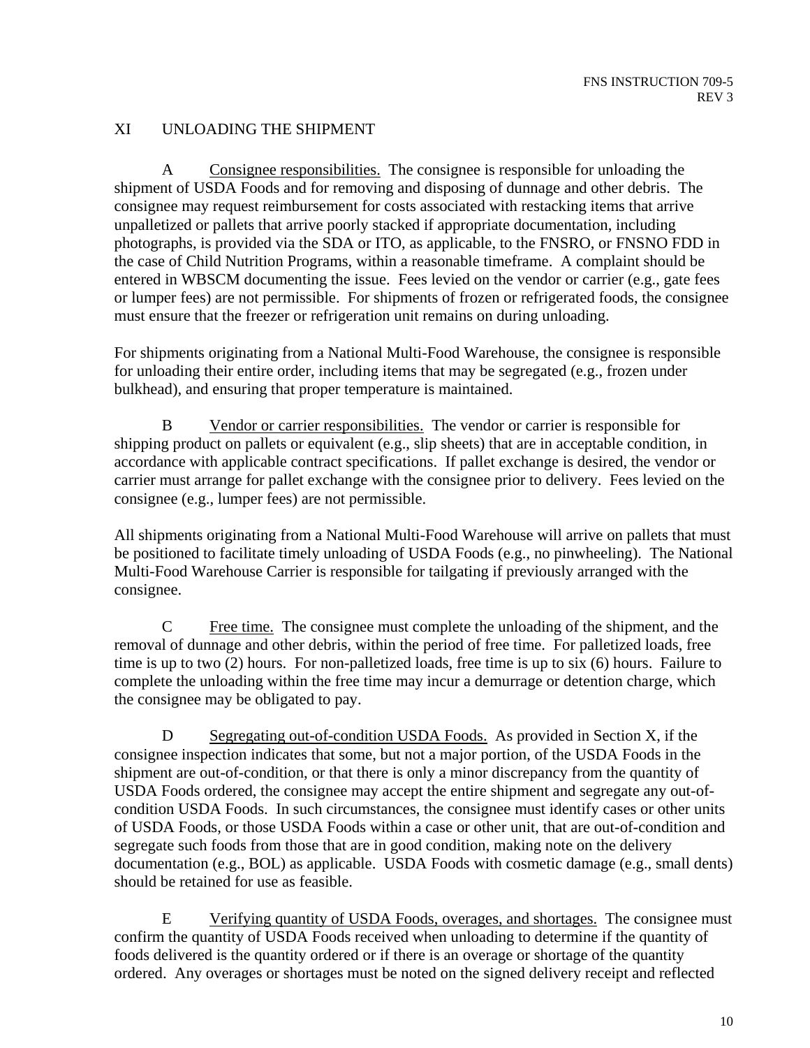## XI UNLOADING THE SHIPMENT

A <u>Consignee responsibilities.</u> The consignee is responsible for unloading the shipment of USDA Foods and for removing and disposing of dunnage and other debris. The consignee may request reimbursement for costs associated with restacking items that arrive unpalletized or pallets that arrive poorly stacked if appropriate documentation, including photographs, is provided via the SDA or ITO, as applicable, to the FNSRO, or FNSNO FDD in the case of Child Nutrition Programs, within a reasonable timeframe. A complaint should be entered in WBSCM documenting the issue. Fees levied on the vendor or carrier (e.g., gate fees or lumper fees) are not permissible. For shipments of frozen or refrigerated foods, the consignee must ensure that the freezer or refrigeration unit remains on during unloading.

For shipments originating from a National Multi-Food Warehouse, the consignee is responsible for unloading their entire order, including items that may be segregated (e.g., frozen under bulkhead), and ensuring that proper temperature is maintained.

B <u>Vendor or carrier responsibilities.</u> The vendor or carrier is responsible for shipping product on pallets or equivalent (e.g., slip sheets) that are in acceptable condition, in accordance with applicable contract specifications. If pallet exchange is desired, the vendor or carrier must arrange for pallet exchange with the consignee prior to delivery. Fees levied on the consignee (e.g., lumper fees) are not permissible.

All shipments originating from a National Multi-Food Warehouse will arrive on pallets that must be positioned to facilitate timely unloading of USDA Foods (e.g., no pinwheeling). The National Multi-Food Warehouse Carrier is responsible for tailgating if previously arranged with the consignee.

C <u>Free time.</u> The consignee must complete the unloading of the shipment, and the removal of dunnage and other debris, within the period of free time. For palletized loads, free time is up to two (2) hours. For non-palletized loads, free time is up to six (6) hours. Failure to complete the unloading within the free time may incur a demurrage or detention charge, which the consignee may be obligated to pay.

D <u>Segregating out-of-condition USDA Foods.</u> As provided in Section X, if the consignee inspection indicates that some, but not a major portion, of the USDA Foods in the shipment are out-of-condition, or that there is only a minor discrepancy from the quantity of USDA Foods ordered, the consignee may accept the entire shipment and segregate any out-of-condition USDA Foods. In such circumstances, the consignee must identify cases or other units of USDA Foods, or those USDA Foods within a case or other unit, that are out-of-condition and segregate such foods from those that are in good condition, making note on the delivery documentation (e.g., BOL) as applicable. USDA Foods with cosmetic damage (e.g., small dents) should be retained for use as feasible.

E <u>Verifying quantity of USDA Foods, overages, and shortages.</u> The consignee must confirm the quantity of USDA Foods received when unloading to determine if the quantity of foods delivered is the quantity ordered or if there is an overage or shortage of the quantity ordered. Any overages or shortages must be noted on the signed delivery receipt and reflected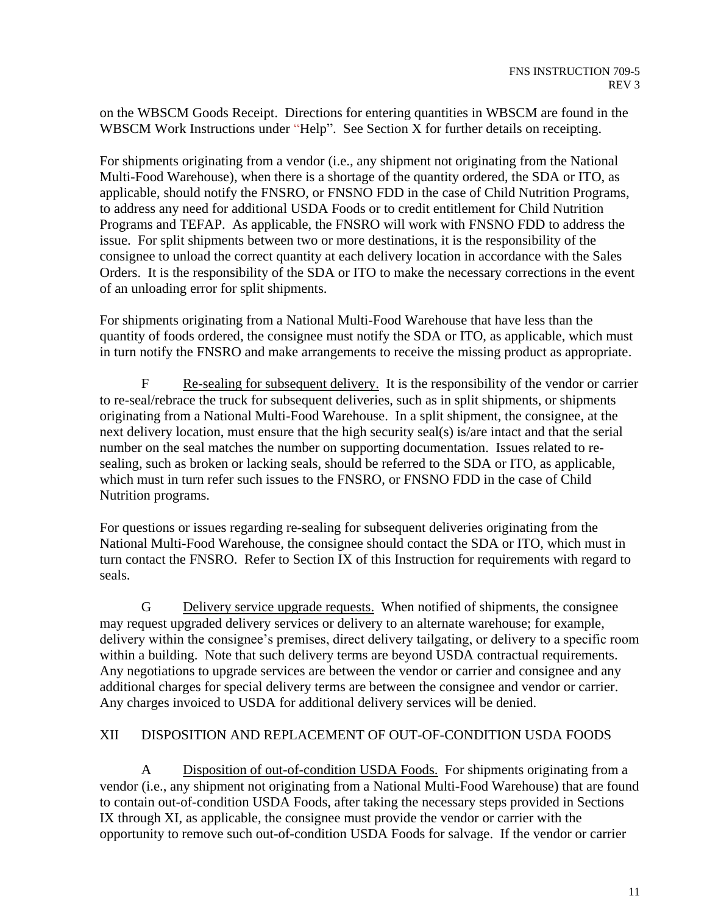on the WBSCM Goods Receipt. Directions for entering quantities in WBSCM are found in the WBSCM Work Instructions under "Help". See Section X for further details on receipting.

For shipments originating from a vendor (i.e., any shipment not originating from the National Multi-Food Warehouse), when there is a shortage of the quantity ordered, the SDA or ITO, as applicable, should notify the FNSRO, or FNSNO FDD in the case of Child Nutrition Programs, to address any need for additional USDA Foods or to credit entitlement for Child Nutrition Programs and TEFAP. As applicable, the FNSRO will work with FNSNO FDD to address the issue. For split shipments between two or more destinations, it is the responsibility of the consignee to unload the correct quantity at each delivery location in accordance with the Sales Orders. It is the responsibility of the SDA or ITO to make the necessary corrections in the event of an unloading error for split shipments.

For shipments originating from a National Multi-Food Warehouse that have less than the quantity of foods ordered, the consignee must notify the SDA or ITO, as applicable, which must in turn notify the FNSRO and make arrangements to receive the missing product as appropriate.

F Re-sealing for subsequent delivery. It is the responsibility of the vendor or carrier to re-seal/rebrace the truck for subsequent deliveries, such as in split shipments, or shipments originating from a National Multi-Food Warehouse. In a split shipment, the consignee, at the next delivery location, must ensure that the high security seal(s) is/are intact and that the serial number on the seal matches the number on supporting documentation. Issues related to re-sealing, such as broken or lacking seals, should be referred to the SDA or ITO, as applicable, which must in turn refer such issues to the FNSRO, or FNSNO FDD in the case of Child Nutrition programs.

For questions or issues regarding re-sealing for subsequent deliveries originating from the National Multi-Food Warehouse, the consignee should contact the SDA or ITO, which must in turn contact the FNSRO. Refer to Section IX of this Instruction for requirements with regard to seals.

G Delivery service upgrade requests. When notified of shipments, the consignee may request upgraded delivery services or delivery to an alternate warehouse; for example, delivery within the consignee's premises, direct delivery tailgating, or delivery to a specific room within a building. Note that such delivery terms are beyond USDA contractual requirements. Any negotiations to upgrade services are between the vendor or carrier and consignee and any additional charges for special delivery terms are between the consignee and vendor or carrier. Any charges invoiced to USDA for additional delivery services will be denied.

## XII DISPOSITION AND REPLACEMENT OF OUT-OF-CONDITION USDA FOODS

A Disposition of out-of-condition USDA Foods. For shipments originating from a vendor (i.e., any shipment not originating from a National Multi-Food Warehouse) that are found to contain out-of-condition USDA Foods, after taking the necessary steps provided in Sections IX through XI, as applicable, the consignee must provide the vendor or carrier with the opportunity to remove such out-of-condition USDA Foods for salvage. If the vendor or carrier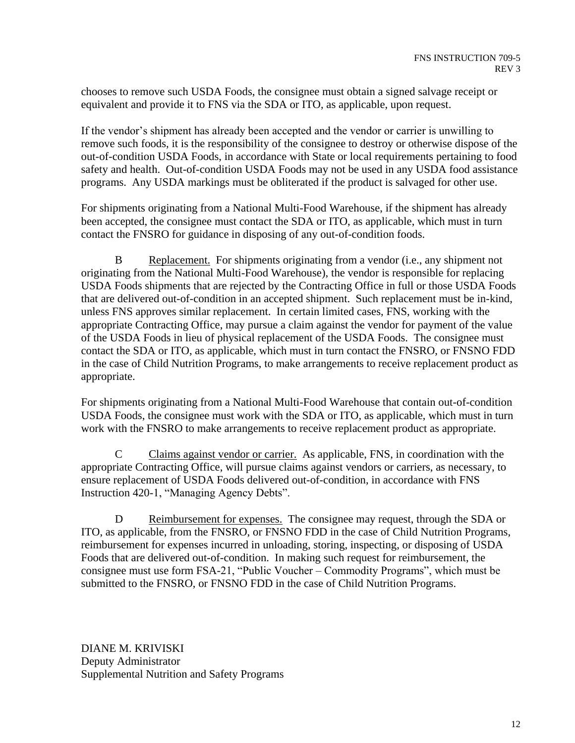chooses to remove such USDA Foods, the consignee must obtain a signed salvage receipt or equivalent and provide it to FNS via the SDA or ITO, as applicable, upon request.

If the vendor's shipment has already been accepted and the vendor or carrier is unwilling to remove such foods, it is the responsibility of the consignee to destroy or otherwise dispose of the out-of-condition USDA Foods, in accordance with State or local requirements pertaining to food safety and health. Out-of-condition USDA Foods may not be used in any USDA food assistance programs. Any USDA markings must be obliterated if the product is salvaged for other use.

For shipments originating from a National Multi-Food Warehouse, if the shipment has already been accepted, the consignee must contact the SDA or ITO, as applicable, which must in turn contact the FNSRO for guidance in disposing of any out-of-condition foods.

B Replacement. For shipments originating from a vendor (i.e., any shipment not originating from the National Multi-Food Warehouse), the vendor is responsible for replacing USDA Foods shipments that are rejected by the Contracting Office in full or those USDA Foods that are delivered out-of-condition in an accepted shipment. Such replacement must be in-kind, unless FNS approves similar replacement. In certain limited cases, FNS, working with the appropriate Contracting Office, may pursue a claim against the vendor for payment of the value of the USDA Foods in lieu of physical replacement of the USDA Foods. The consignee must contact the SDA or ITO, as applicable, which must in turn contact the FNSRO, or FNSNO FDD in the case of Child Nutrition Programs, to make arrangements to receive replacement product as appropriate.

For shipments originating from a National Multi-Food Warehouse that contain out-of-condition USDA Foods, the consignee must work with the SDA or ITO, as applicable, which must in turn work with the FNSRO to make arrangements to receive replacement product as appropriate.

C Claims against vendor or carrier. As applicable, FNS, in coordination with the appropriate Contracting Office, will pursue claims against vendors or carriers, as necessary, to ensure replacement of USDA Foods delivered out-of-condition, in accordance with FNS Instruction 420-1, "Managing Agency Debts".

D Reimbursement for expenses. The consignee may request, through the SDA or ITO, as applicable, from the FNSRO, or FNSNO FDD in the case of Child Nutrition Programs, reimbursement for expenses incurred in unloading, storing, inspecting, or disposing of USDA Foods that are delivered out-of-condition. In making such request for reimbursement, the consignee must use form FSA-21, "Public Voucher – Commodity Programs", which must be submitted to the FNSRO, or FNSNO FDD in the case of Child Nutrition Programs.

DIANE M. KRIVISKI
Deputy Administrator
Supplemental Nutrition and Safety Programs